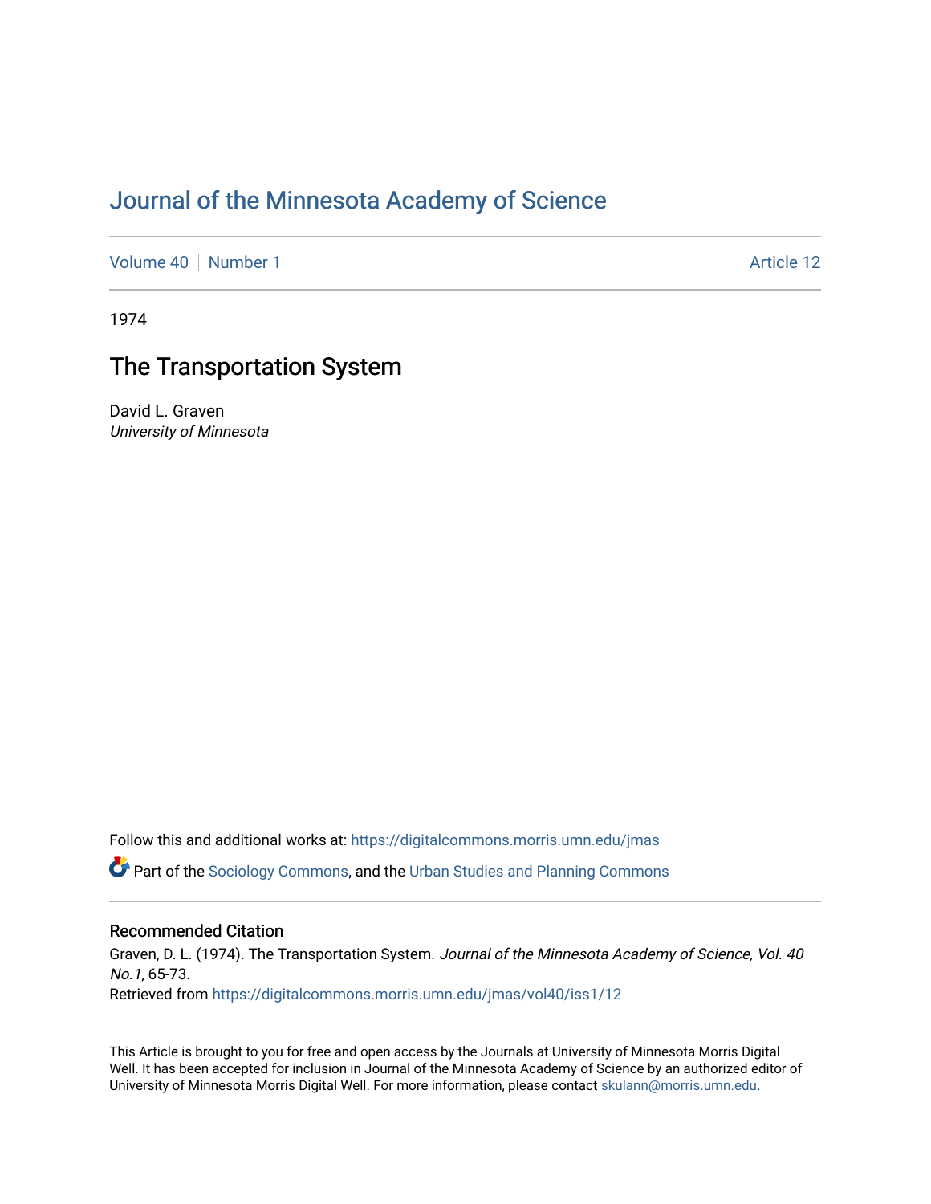# Journal of the Minnesota Academy of Science

Volume 40 | Number 1 | Article 12

1974

## The Transportation System

David L. Graven
*University of Minnesota*

Follow this and additional works at: https://digitalcommons.morris.umn.edu/jmas

Part of the Sociology Commons, and the Urban Studies and Planning Commons

### Recommended Citation

Graven, D. L. (1974). The Transportation System. *Journal of the Minnesota Academy of Science, Vol. 40 No.1*, 65-73.
Retrieved from https://digitalcommons.morris.umn.edu/jmas/vol40/iss1/12

This Article is brought to you for free and open access by the Journals at University of Minnesota Morris Digital Well. It has been accepted for inclusion in Journal of the Minnesota Academy of Science by an authorized editor of University of Minnesota Morris Digital Well. For more information, please contact skulann@morris.umn.edu.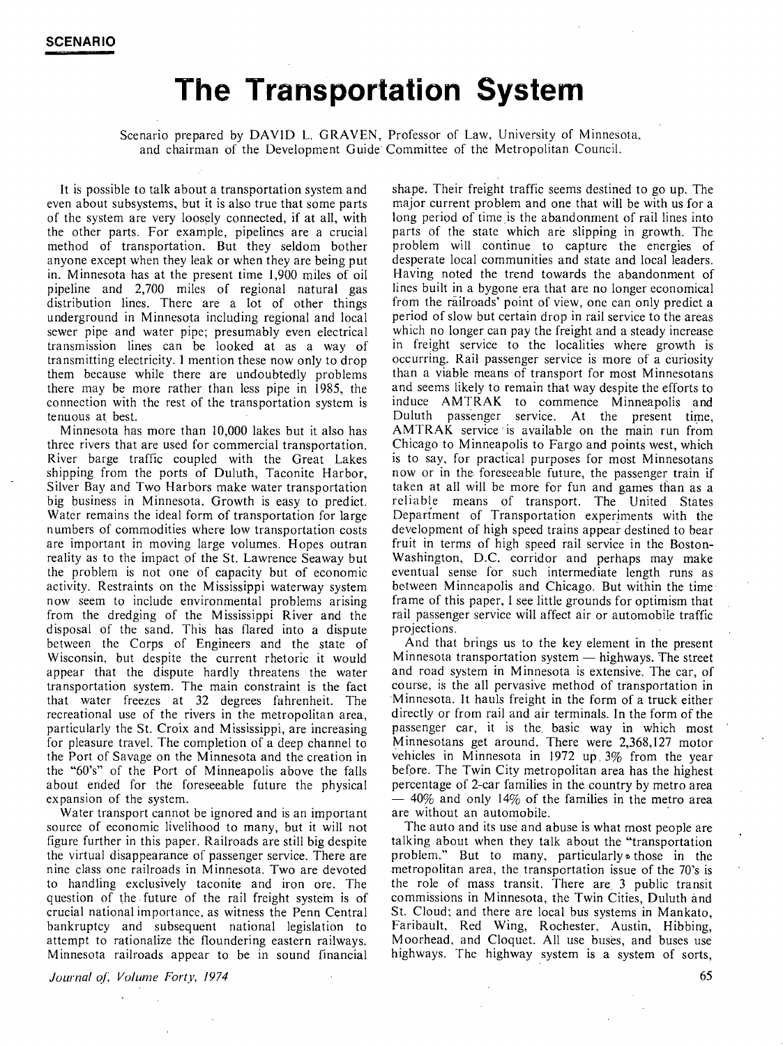**SCENARIO**

# The Transportation System

Scenario prepared by DAVID L. GRAVEN, Professor of Law, University of Minnesota, and chairman of the Development Guide Committee of the Metropolitan Council.

It is possible to talk about a transportation system and even about subsystems, but it is also true that some parts of the system are very loosely connected, if at all, with the other parts. For example, pipelines are a crucial method of transportation. But they seldom bother anyone except when they leak or when they are being put in. Minnesota has at the present time 1,900 miles of oil pipeline and 2,700 miles of regional natural gas distribution lines. There are a lot of other things underground in Minnesota including regional and local sewer pipe and water pipe; presumably even electrical transmission lines can be looked at as a way of transmitting electricity. I mention these now only to drop them because while there are undoubtedly problems there may be more rather than less pipe in 1985, the connection with the rest of the transportation system is tenuous at best.

Minnesota has more than 10,000 lakes but it also has three rivers that are used for commercial transportation. River barge traffic coupled with the Great Lakes shipping from the ports of Duluth, Taconite Harbor, Silver Bay and Two Harbors make water transportation big business in Minnesota. Growth is easy to predict. Water remains the ideal form of transportation for large numbers of commodities where low transportation costs are important in moving large volumes. Hopes outran reality as to the impact of the St. Lawrence Seaway but the problem is not one of capacity but of economic activity. Restraints on the Mississippi waterway system now seem to include environmental problems arising from the dredging of the Mississippi River and the disposal of the sand. This has flared into a dispute between the Corps of Engineers and the state of Wisconsin, but despite the current rhetoric it would appear that the dispute hardly threatens the water transportation system. The main constraint is the fact that water freezes at 32 degrees fahrenheit. The recreational use of the rivers in the metropolitan area, particularly the St. Croix and Mississippi, are increasing for pleasure travel. The completion of a deep channel to the Port of Savage on the Minnesota and the creation in the "60's" of the Port of Minneapolis above the falls about ended for the foreseeable future the physical expansion of the system.

Water transport cannot be ignored and is an important source of economic livelihood to many, but it will not figure further in this paper. Railroads are still big despite the virtual disappearance of passenger service. There are nine class one railroads in Minnesota. Two are devoted to handling exclusively taconite and iron ore. The question of the future of the rail freight system is of crucial national importance, as witness the Penn Central bankruptcy and subsequent national legislation to attempt to rationalize the floundering eastern railways. Minnesota railroads appear to be in sound financial shape. Their freight traffic seems destined to go up. The major current problem and one that will be with us for a long period of time is the abandonment of rail lines into parts of the state which are slipping in growth. The problem will continue to capture the energies of desperate local communities and state and local leaders. Having noted the trend towards the abandonment of lines built in a bygone era that are no longer economical from the railroads' point of view, one can only predict a period of slow but certain drop in rail service to the areas which no longer can pay the freight and a steady increase in freight service to the localities where growth is occurring. Rail passenger service is more of a curiosity than a viable means of transport for most Minnesotans and seems likely to remain that way despite the efforts to induce AMTRAK to commence Minneapolis and Duluth passenger service. At the present time, AMTRAK service is available on the main run from Chicago to Minneapolis to Fargo and points west, which is to say, for practical purposes for most Minnesotans now or in the foreseeable future, the passenger train if taken at all will be more for fun and games than as a reliable means of transport. The United States Department of Transportation experiments with the development of high speed trains appear destined to bear fruit in terms of high speed rail service in the Boston-Washington, D.C. corridor and perhaps may make eventual sense for such intermediate length runs as between Minneapolis and Chicago. But within the time frame of this paper, I see little grounds for optimism that rail passenger service will affect air or automobile traffic projections.

And that brings us to the key element in the present Minnesota transportation system — highways. The street and road system in Minnesota is extensive. The car, of course, is the all pervasive method of transportation in Minnesota. It hauls freight in the form of a truck either directly or from rail and air terminals. In the form of the passenger car, it is the basic way in which most Minnesotans get around. There were 2,368,127 motor vehicles in Minnesota in 1972 up 3% from the year before. The Twin City metropolitan area has the highest percentage of 2-car families in the country by metro area — 40% and only 14% of the families in the metro area are without an automobile.

The auto and its use and abuse is what most people are talking about when they talk about the "transportation problem." But to many, particularly those in the metropolitan area, the transportation issue of the 70's is the role of mass transit. There are 3 public transit commissions in Minnesota, the Twin Cities, Duluth and St. Cloud; and there are local bus systems in Mankato, Faribault, Red Wing, Rochester, Austin, Hibbing, Moorhead, and Cloquet. All use buses, and buses use highways. The highway system is a system of sorts,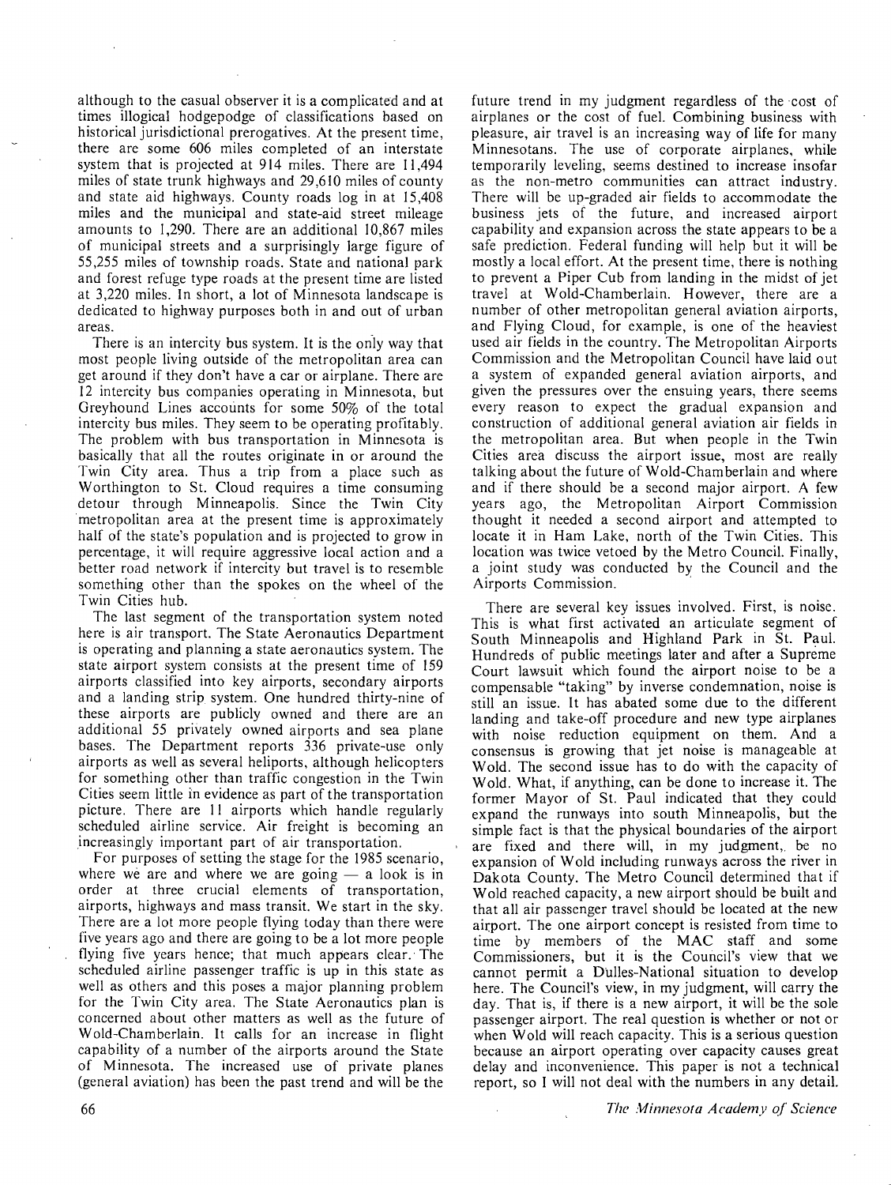although to the casual observer it is a complicated and at times illogical hodgepodge of classifications based on historical jurisdictional prerogatives. At the present time, there are some 606 miles completed of an interstate system that is projected at 914 miles. There are 11,494 miles of state trunk highways and 29,610 miles of county and state aid highways. County roads log in at 15,408 miles and the municipal and state-aid street mileage amounts to 1,290. There are an additional 10,867 miles of municipal streets and a surprisingly large figure of 55,255 miles of township roads. State and national park and forest refuge type roads at the present time are listed at 3,220 miles. In short, a lot of Minnesota landscape is dedicated to highway purposes both in and out of urban areas.

There is an intercity bus system. It is the only way that most people living outside of the metropolitan area can get around if they don't have a car or airplane. There are 12 intercity bus companies operating in Minnesota, but Greyhound Lines accounts for some 50% of the total intercity bus miles. They seem to be operating profitably. The problem with bus transportation in Minnesota is basically that all the routes originate in or around the Twin City area. Thus a trip from a place such as Worthington to St. Cloud requires a time consuming detour through Minneapolis. Since the Twin City metropolitan area at the present time is approximately half of the state's population and is projected to grow in percentage, it will require aggressive local action and a better road network if intercity but travel is to resemble something other than the spokes on the wheel of the Twin Cities hub.

The last segment of the transportation system noted here is air transport. The State Aeronautics Department is operating and planning a state aeronautics system. The state airport system consists at the present time of 159 airports classified into key airports, secondary airports and a landing strip system. One hundred thirty-nine of these airports are publicly owned and there are an additional 55 privately owned airports and sea plane bases. The Department reports 336 private-use only airports as well as several heliports, although helicopters for something other than traffic congestion in the Twin Cities seem little in evidence as part of the transportation picture. There are 11 airports which handle regularly scheduled airline service. Air freight is becoming an increasingly important part of air transportation.

For purposes of setting the stage for the 1985 scenario, where we are and where we are going — a look is in order at three crucial elements of transportation, airports, highways and mass transit. We start in the sky. There are a lot more people flying today than there were five years ago and there are going to be a lot more people flying five years hence; that much appears clear. The scheduled airline passenger traffic is up in this state as well as others and this poses a major planning problem for the Twin City area. The State Aeronautics plan is concerned about other matters as well as the future of Wold-Chamberlain. It calls for an increase in flight capability of a number of the airports around the State of Minnesota. The increased use of private planes (general aviation) has been the past trend and will be the future trend in my judgment regardless of the cost of airplanes or the cost of fuel. Combining business with pleasure, air travel is an increasing way of life for many Minnesotans. The use of corporate airplanes, while temporarily leveling, seems destined to increase insofar as the non-metro communities can attract industry. There will be up-graded air fields to accommodate the business jets of the future, and increased airport capability and expansion across the state appears to be a safe prediction. Federal funding will help but it will be mostly a local effort. At the present time, there is nothing to prevent a Piper Cub from landing in the midst of jet travel at Wold-Chamberlain. However, there are a number of other metropolitan general aviation airports, and Flying Cloud, for example, is one of the heaviest used air fields in the country. The Metropolitan Airports Commission and the Metropolitan Council have laid out a system of expanded general aviation airports, and given the pressures over the ensuing years, there seems every reason to expect the gradual expansion and construction of additional general aviation air fields in the metropolitan area. But when people in the Twin Cities area discuss the airport issue, most are really talking about the future of Wold-Chamberlain and where and if there should be a second major airport. A few years ago, the Metropolitan Airport Commission thought it needed a second airport and attempted to locate it in Ham Lake, north of the Twin Cities. This location was twice vetoed by the Metro Council. Finally, a joint study was conducted by the Council and the Airports Commission.

There are several key issues involved. First, is noise. This is what first activated an articulate segment of South Minneapolis and Highland Park in St. Paul. Hundreds of public meetings later and after a Supreme Court lawsuit which found the airport noise to be a compensable "taking" by inverse condemnation, noise is still an issue. It has abated some due to the different landing and take-off procedure and new type airplanes with noise reduction equipment on them. And a consensus is growing that jet noise is manageable at Wold. The second issue has to do with the capacity of Wold. What, if anything, can be done to increase it. The former Mayor of St. Paul indicated that they could expand the runways into south Minneapolis, but the simple fact is that the physical boundaries of the airport are fixed and there will, in my judgment, be no expansion of Wold including runways across the river in Dakota County. The Metro Council determined that if Wold reached capacity, a new airport should be built and that all air passenger travel should be located at the new airport. The one airport concept is resisted from time to time by members of the MAC staff and some Commissioners, but it is the Council's view that we cannot permit a Dulles-National situation to develop here. The Council's view, in my judgment, will carry the day. That is, if there is a new airport, it will be the sole passenger airport. The real question is whether or not or when Wold will reach capacity. This is a serious question because an airport operating over capacity causes great delay and inconvenience. This paper is not a technical report, so I will not deal with the numbers in any detail.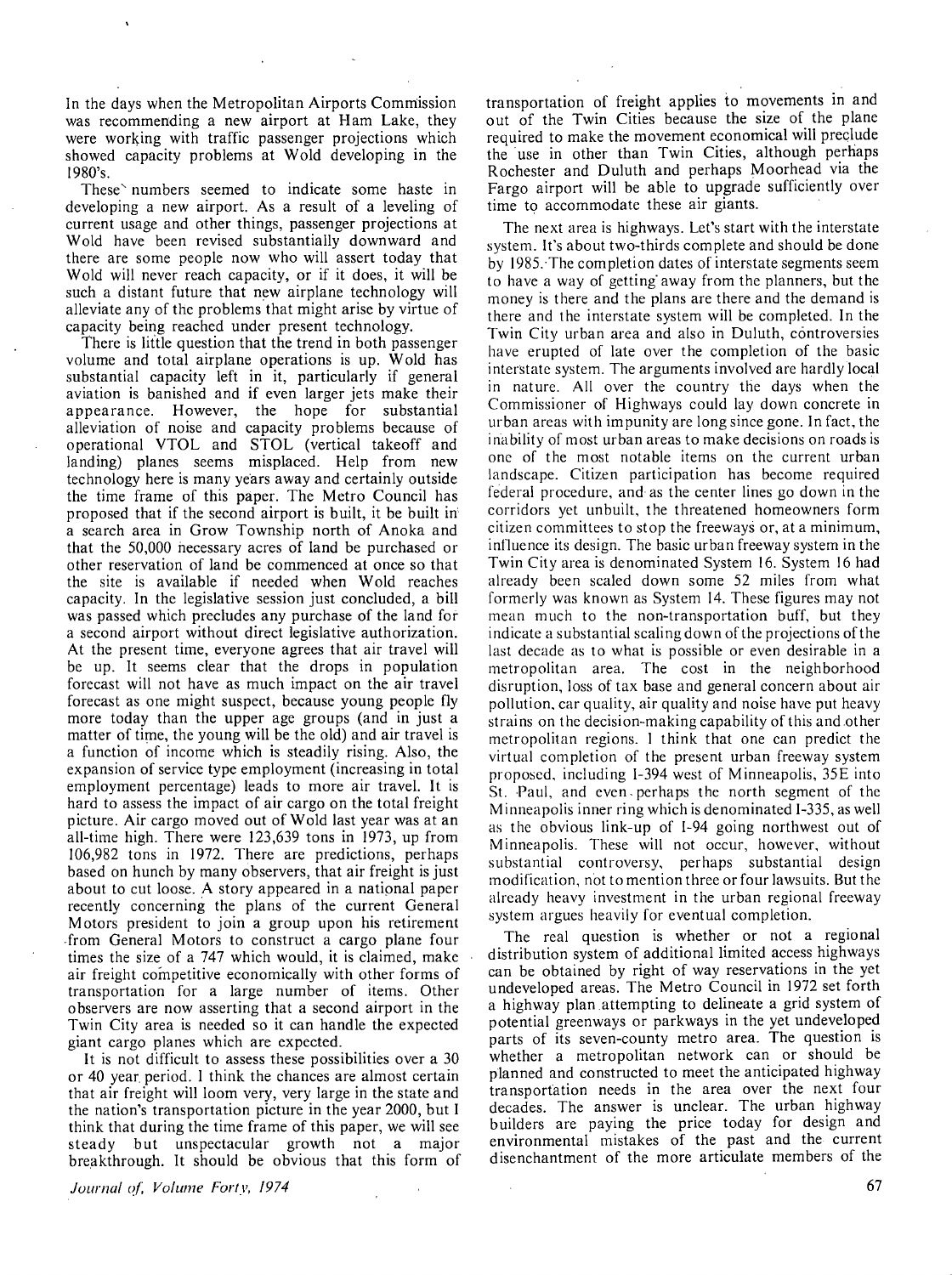In the days when the Metropolitan Airports Commission was recommending a new airport at Ham Lake, they were working with traffic passenger projections which showed capacity problems at Wold developing in the 1980's.

These numbers seemed to indicate some haste in developing a new airport. As a result of a leveling of current usage and other things, passenger projections at Wold have been revised substantially downward and there are some people now who will assert today that Wold will never reach capacity, or if it does, it will be such a distant future that new airplane technology will alleviate any of the problems that might arise by virtue of capacity being reached under present technology.

There is little question that the trend in both passenger volume and total airplane operations is up. Wold has substantial capacity left in it, particularly if general aviation is banished and if even larger jets make their appearance. However, the hope for substantial alleviation of noise and capacity problems because of operational VTOL and STOL (vertical takeoff and landing) planes seems misplaced. Help from new technology here is many years away and certainly outside the time frame of this paper. The Metro Council has proposed that if the second airport is built, it be built in a search area in Grow Township north of Anoka and that the 50,000 necessary acres of land be purchased or other reservation of land be commenced at once so that the site is available if needed when Wold reaches capacity. In the legislative session just concluded, a bill was passed which precludes any purchase of the land for a second airport without direct legislative authorization. At the present time, everyone agrees that air travel will be up. It seems clear that the drops in population forecast will not have as much impact on the air travel forecast as one might suspect, because young people fly more today than the upper age groups (and in just a matter of time, the young will be the old) and air travel is a function of income which is steadily rising. Also, the expansion of service type employment (increasing in total employment percentage) leads to more air travel. It is hard to assess the impact of air cargo on the total freight picture. Air cargo moved out of Wold last year was at an all-time high. There were 123,639 tons in 1973, up from 106,982 tons in 1972. There are predictions, perhaps based on hunch by many observers, that air freight is just about to cut loose. A story appeared in a national paper recently concerning the plans of the current General Motors president to join a group upon his retirement from General Motors to construct a cargo plane four times the size of a 747 which would, it is claimed, make air freight competitive economically with other forms of transportation for a large number of items. Other observers are now asserting that a second airport in the Twin City area is needed so it can handle the expected giant cargo planes which are expected.

It is not difficult to assess these possibilities over a 30 or 40 year period. I think the chances are almost certain that air freight will loom very, very large in the state and the nation's transportation picture in the year 2000, but I think that during the time frame of this paper, we will see steady but unspectacular growth not a major breakthrough. It should be obvious that this form of transportation of freight applies to movements in and out of the Twin Cities because the size of the plane required to make the movement economical will preclude the use in other than Twin Cities, although perhaps Rochester and Duluth and perhaps Moorhead via the Fargo airport will be able to upgrade sufficiently over time to accommodate these air giants.

The next area is highways. Let's start with the interstate system. It's about two-thirds complete and should be done by 1985. The completion dates of interstate segments seem to have a way of getting away from the planners, but the money is there and the plans are there and the demand is there and the interstate system will be completed. In the Twin City urban area and also in Duluth, controversies have erupted of late over the completion of the basic interstate system. The arguments involved are hardly local in nature. All over the country the days when the Commissioner of Highways could lay down concrete in urban areas with impunity are long since gone. In fact, the inability of most urban areas to make decisions on roads is one of the most notable items on the current urban landscape. Citizen participation has become required federal procedure, and as the center lines go down in the corridors yet unbuilt, the threatened homeowners form citizen committees to stop the freeways or, at a minimum, influence its design. The basic urban freeway system in the Twin City area is denominated System 16. System 16 had already been scaled down some 52 miles from what formerly was known as System 14. These figures may not mean much to the non-transportation buff, but they indicate a substantial scaling down of the projections of the last decade as to what is possible or even desirable in a metropolitan area. The cost in the neighborhood disruption, loss of tax base and general concern about air pollution, car quality, air quality and noise have put heavy strains on the decision-making capability of this and other metropolitan regions. I think that one can predict the virtual completion of the present urban freeway system proposed, including I-394 west of Minneapolis, 35E into St. Paul, and even perhaps the north segment of the Minneapolis inner ring which is denominated I-335, as well as the obvious link-up of I-94 going northwest out of Minneapolis. These will not occur, however, without substantial controversy, perhaps substantial design modification, not to mention three or four lawsuits. But the already heavy investment in the urban regional freeway system argues heavily for eventual completion.

The real question is whether or not a regional distribution system of additional limited access highways can be obtained by right of way reservations in the yet undeveloped areas. The Metro Council in 1972 set forth a highway plan attempting to delineate a grid system of potential greenways or parkways in the yet undeveloped parts of its seven-county metro area. The question is whether a metropolitan network can or should be planned and constructed to meet the anticipated highway transportation needs in the area over the next four decades. The answer is unclear. The urban highway builders are paying the price today for design and environmental mistakes of the past and the current disenchantment of the more articulate members of the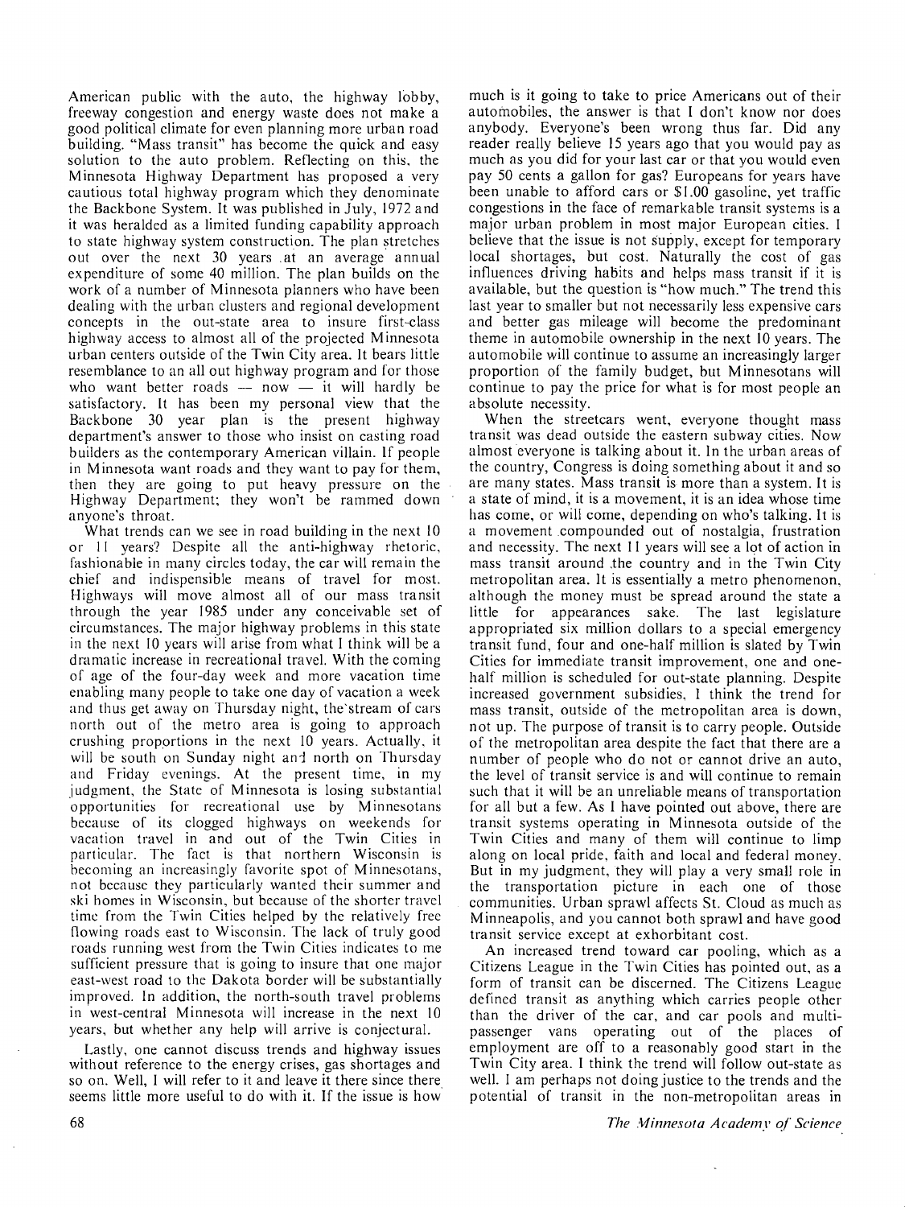American public with the auto, the highway lobby, freeway congestion and energy waste does not make a good political climate for even planning more urban road building. "Mass transit" has become the quick and easy solution to the auto problem. Reflecting on this, the Minnesota Highway Department has proposed a very cautious total highway program which they denominate the Backbone System. It was published in July, 1972 and it was heralded as a limited funding capability approach to state highway system construction. The plan stretches out over the next 30 years at an average annual expenditure of some 40 million. The plan builds on the work of a number of Minnesota planners who have been dealing with the urban clusters and regional development concepts in the out-state area to insure first-class highway access to almost all of the projected Minnesota urban centers outside of the Twin City area. It bears little resemblance to an all out highway program and for those who want better roads — now — it will hardly be satisfactory. It has been my personal view that the Backbone 30 year plan is the present highway department's answer to those who insist on casting road builders as the contemporary American villain. If people in Minnesota want roads and they want to pay for them, then they are going to put heavy pressure on the Highway Department; they won't be rammed down anyone's throat.

What trends can we see in road building in the next 10 or 11 years? Despite all the anti-highway rhetoric, fashionable in many circles today, the car will remain the chief and indispensible means of travel for most. Highways will move almost all of our mass transit through the year 1985 under any conceivable set of circumstances. The major highway problems in this state in the next 10 years will arise from what I think will be a dramatic increase in recreational travel. With the coming of age of the four-day week and more vacation time enabling many people to take one day of vacation a week and thus get away on Thursday night, the stream of cars north out of the metro area is going to approach crushing proportions in the next 10 years. Actually, it will be south on Sunday night and north on Thursday and Friday evenings. At the present time, in my judgment, the State of Minnesota is losing substantial opportunities for recreational use by Minnesotans because of its clogged highways on weekends for vacation travel in and out of the Twin Cities in particular. The fact is that northern Wisconsin is becoming an increasingly favorite spot of Minnesotans, not because they particularly wanted their summer and ski homes in Wisconsin, but because of the shorter travel time from the Twin Cities helped by the relatively free flowing roads east to Wisconsin. The lack of truly good roads running west from the Twin Cities indicates to me sufficient pressure that is going to insure that one major east-west road to the Dakota border will be substantially improved. In addition, the north-south travel problems in west-central Minnesota will increase in the next 10 years, but whether any help will arrive is conjectural.

Lastly, one cannot discuss trends and highway issues without reference to the energy crises, gas shortages and so on. Well, I will refer to it and leave it there since there seems little more useful to do with it. If the issue is how much is it going to take to price Americans out of their automobiles, the answer is that I don't know nor does anybody. Everyone's been wrong thus far. Did any reader really believe 15 years ago that you would pay as much as you did for your last car or that you would even pay 50 cents a gallon for gas? Europeans for years have been unable to afford cars or $1.00 gasoline, yet traffic congestions in the face of remarkable transit systems is a major urban problem in most major European cities. I believe that the issue is not supply, except for temporary local shortages, but cost. Naturally the cost of gas influences driving habits and helps mass transit if it is available, but the question is "how much." The trend this last year to smaller but not necessarily less expensive cars and better gas mileage will become the predominant theme in automobile ownership in the next 10 years. The automobile will continue to assume an increasingly larger proportion of the family budget, but Minnesotans will continue to pay the price for what is for most people an absolute necessity.

When the streetcars went, everyone thought mass transit was dead outside the eastern subway cities. Now almost everyone is talking about it. In the urban areas of the country, Congress is doing something about it and so are many states. Mass transit is more than a system. It is a state of mind, it is a movement, it is an idea whose time has come, or will come, depending on who's talking. It is a movement compounded out of nostalgia, frustration and necessity. The next 11 years will see a lot of action in mass transit around the country and in the Twin City metropolitan area. It is essentially a metro phenomenon, although the money must be spread around the state a little for appearances sake. The last legislature appropriated six million dollars to a special emergency transit fund, four and one-half million is slated by Twin Cities for immediate transit improvement, one and one-half million is scheduled for out-state planning. Despite increased government subsidies, I think the trend for mass transit, outside of the metropolitan area is down, not up. The purpose of transit is to carry people. Outside of the metropolitan area despite the fact that there are a number of people who do not or cannot drive an auto, the level of transit service is and will continue to remain such that it will be an unreliable means of transportation for all but a few. As I have pointed out above, there are transit systems operating in Minnesota outside of the Twin Cities and many of them will continue to limp along on local pride, faith and local and federal money. But in my judgment, they will play a very small role in the transportation picture in each one of those communities. Urban sprawl affects St. Cloud as much as Minneapolis, and you cannot both sprawl and have good transit service except at exhorbitant cost.

An increased trend toward car pooling, which as a Citizens League in the Twin Cities has pointed out, as a form of transit can be discerned. The Citizens League defined transit as anything which carries people other than the driver of the car, and car pools and multi-passenger vans operating out of the places of employment are off to a reasonably good start in the Twin City area. I think the trend will follow out-state as well. I am perhaps not doing justice to the trends and the potential of transit in the non-metropolitan areas in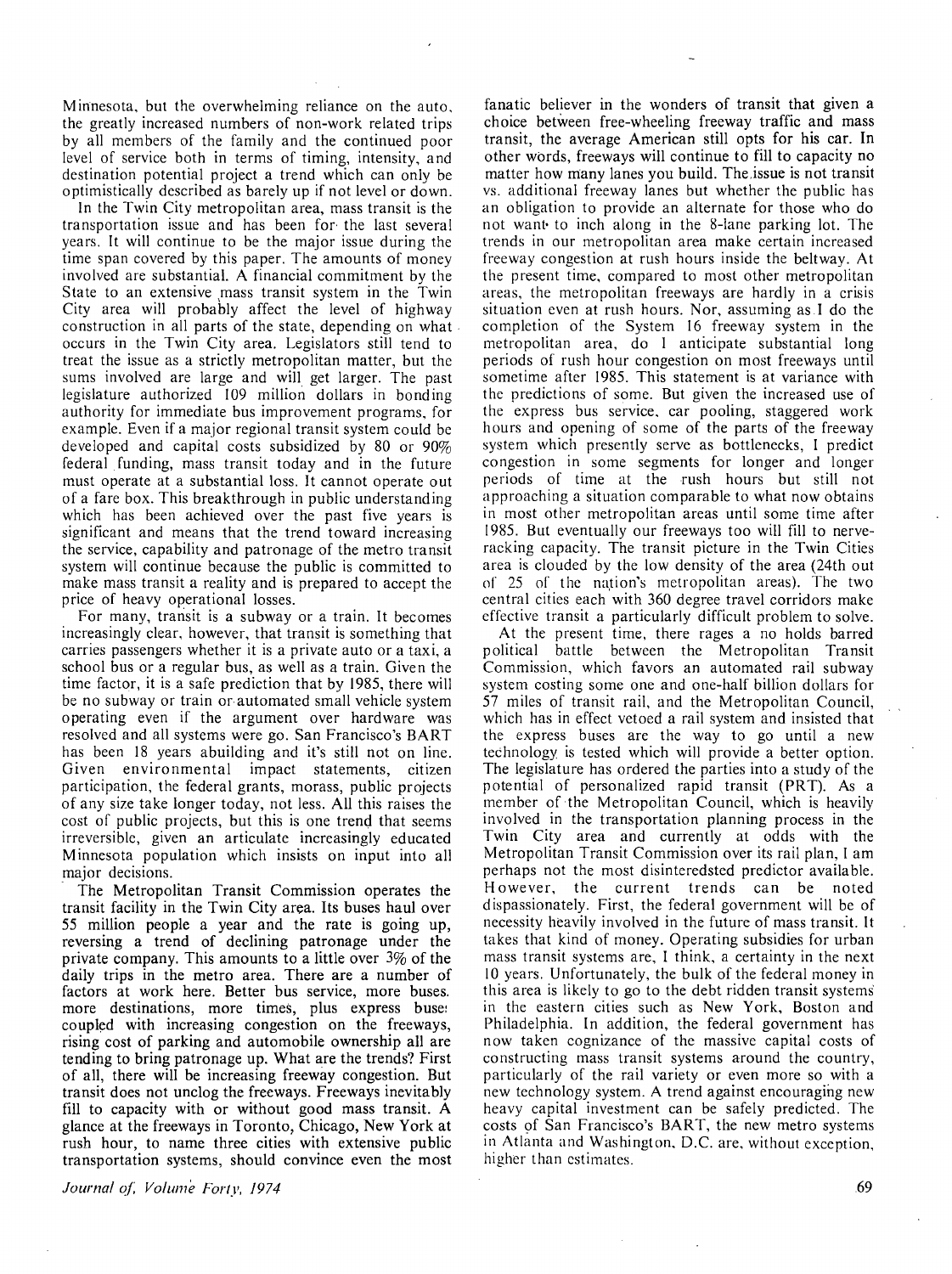Minnesota, but the overwhelming reliance on the auto, the greatly increased numbers of non-work related trips by all members of the family and the continued poor level of service both in terms of timing, intensity, and destination potential project a trend which can only be optimistically described as barely up if not level or down.

In the Twin City metropolitan area, mass transit is the transportation issue and has been for the last several years. It will continue to be the major issue during the time span covered by this paper. The amounts of money involved are substantial. A financial commitment by the State to an extensive mass transit system in the Twin City area will probably affect the level of highway construction in all parts of the state, depending on what occurs in the Twin City area. Legislators still tend to treat the issue as a strictly metropolitan matter, but the sums involved are large and will get larger. The past legislature authorized 109 million dollars in bonding authority for immediate bus improvement programs, for example. Even if a major regional transit system could be developed and capital costs subsidized by 80 or 90% federal funding, mass transit today and in the future must operate at a substantial loss. It cannot operate out of a fare box. This breakthrough in public understanding which has been achieved over the past five years is significant and means that the trend toward increasing the service, capability and patronage of the metro transit system will continue because the public is committed to make mass transit a reality and is prepared to accept the price of heavy operational losses.

For many, transit is a subway or a train. It becomes increasingly clear, however, that transit is something that carries passengers whether it is a private auto or a taxi, a school bus or a regular bus, as well as a train. Given the time factor, it is a safe prediction that by 1985, there will be no subway or train or automated small vehicle system operating even if the argument over hardware was resolved and all systems were go. San Francisco's BART has been 18 years abuilding and it's still not on line. Given environmental impact statements, citizen participation, the federal grants, morass, public projects of any size take longer today, not less. All this raises the cost of public projects, but this is one trend that seems irreversible, given an articulate increasingly educated Minnesota population which insists on input into all major decisions.

The Metropolitan Transit Commission operates the transit facility in the Twin City area. Its buses haul over 55 million people a year and the rate is going up, reversing a trend of declining patronage under the private company. This amounts to a little over 3% of the daily trips in the metro area. There are a number of factors at work here. Better bus service, more buses, more destinations, more times, plus express buses coupled with increasing congestion on the freeways, rising cost of parking and automobile ownership all are tending to bring patronage up. What are the trends? First of all, there will be increasing freeway congestion. But transit does not unclog the freeways. Freeways inevitably fill to capacity with or without good mass transit. A glance at the freeways in Toronto, Chicago, New York at rush hour, to name three cities with extensive public transportation systems, should convince even the most fanatic believer in the wonders of transit that given a choice between free-wheeling freeway traffic and mass transit, the average American still opts for his car. In other words, freeways will continue to fill to capacity no matter how many lanes you build. The issue is not transit vs. additional freeway lanes but whether the public has an obligation to provide an alternate for those who do not want to inch along in the 8-lane parking lot. The trends in our metropolitan area make certain increased freeway congestion at rush hours inside the beltway. At the present time, compared to most other metropolitan areas, the metropolitan freeways are hardly in a crisis situation even at rush hours. Nor, assuming as I do the completion of the System 16 freeway system in the metropolitan area, do I anticipate substantial long periods of rush hour congestion on most freeways until sometime after 1985. This statement is at variance with the predictions of some. But given the increased use of the express bus service, car pooling, staggered work hours and opening of some of the parts of the freeway system which presently serve as bottlenecks, I predict congestion in some segments for longer and longer periods of time at the rush hours but still not approaching a situation comparable to what now obtains in most other metropolitan areas until some time after 1985. But eventually our freeways too will fill to nerve-racking capacity. The transit picture in the Twin Cities area is clouded by the low density of the area (24th out of 25 of the nation's metropolitan areas). The two central cities each with 360 degree travel corridors make effective transit a particularly difficult problem to solve.

At the present time, there rages a no holds barred political battle between the Metropolitan Transit Commission, which favors an automated rail subway system costing some one and one-half billion dollars for 57 miles of transit rail, and the Metropolitan Council, which has in effect vetoed a rail system and insisted that the express buses are the way to go until a new technology is tested which will provide a better option. The legislature has ordered the parties into a study of the potential of personalized rapid transit (PRT). As a member of the Metropolitan Council, which is heavily involved in the transportation planning process in the Twin City area and currently at odds with the Metropolitan Transit Commission over its rail plan, I am perhaps not the most disinteredsted predictor available. However, the current trends can be noted dispassionately. First, the federal government will be of necessity heavily involved in the future of mass transit. It takes that kind of money. Operating subsidies for urban mass transit systems are, I think, a certainty in the next 10 years. Unfortunately, the bulk of the federal money in this area is likely to go to the debt ridden transit systems in the eastern cities such as New York, Boston and Philadelphia. In addition, the federal government has now taken cognizance of the massive capital costs of constructing mass transit systems around the country, particularly of the rail variety or even more so with a new technology system. A trend against encouraging new heavy capital investment can be safely predicted. The costs of San Francisco's BART, the new metro systems in Atlanta and Washington, D.C. are, without exception, higher than estimates.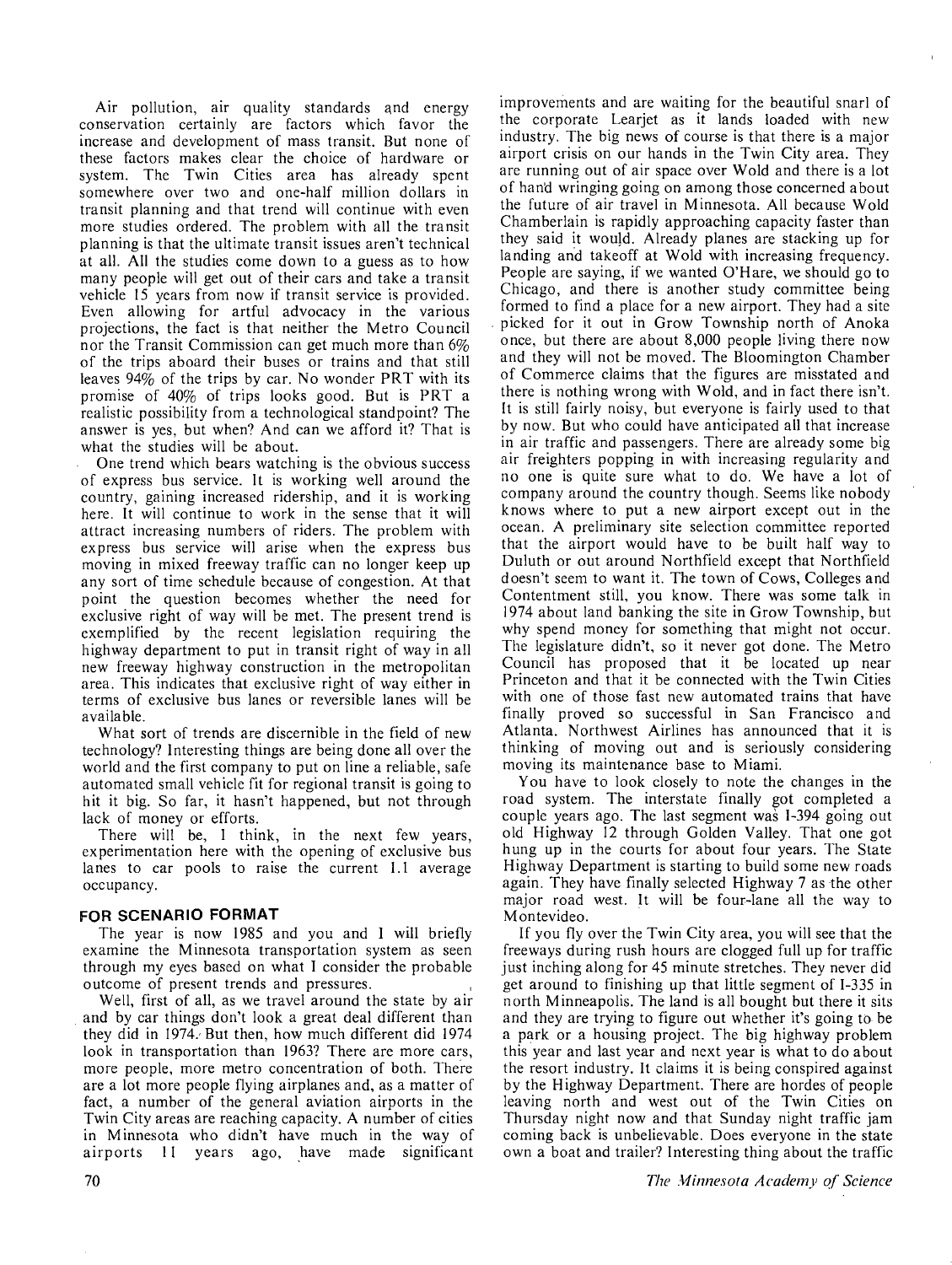Air pollution, air quality standards and energy conservation certainly are factors which favor the increase and development of mass transit. But none of these factors makes clear the choice of hardware or system. The Twin Cities area has already spent somewhere over two and one-half million dollars in transit planning and that trend will continue with even more studies ordered. The problem with all the transit planning is that the ultimate transit issues aren't technical at all. All the studies come down to a guess as to how many people will get out of their cars and take a transit vehicle 15 years from now if transit service is provided. Even allowing for artful advocacy in the various projections, the fact is that neither the Metro Council nor the Transit Commission can get much more than 6% of the trips aboard their buses or trains and that still leaves 94% of the trips by car. No wonder PRT with its promise of 40% of trips looks good. But is PRT a realistic possibility from a technological standpoint? The answer is yes, but when? And can we afford it? That is what the studies will be about.

One trend which bears watching is the obvious success of express bus service. It is working well around the country, gaining increased ridership, and it is working here. It will continue to work in the sense that it will attract increasing numbers of riders. The problem with express bus service will arise when the express bus moving in mixed freeway traffic can no longer keep up any sort of time schedule because of congestion. At that point the question becomes whether the need for exclusive right of way will be met. The present trend is exemplified by the recent legislation requiring the highway department to put in transit right of way in all new freeway highway construction in the metropolitan area. This indicates that exclusive right of way either in terms of exclusive bus lanes or reversible lanes will be available.

What sort of trends are discernible in the field of new technology? Interesting things are being done all over the world and the first company to put on line a reliable, safe automated small vehicle fit for regional transit is going to hit it big. So far, it hasn't happened, but not through lack of money or efforts.

There will be, I think, in the next few years, experimentation here with the opening of exclusive bus lanes to car pools to raise the current 1.1 average occupancy.

## FOR SCENARIO FORMAT

The year is now 1985 and you and I will briefly examine the Minnesota transportation system as seen through my eyes based on what I consider the probable outcome of present trends and pressures.

Well, first of all, as we travel around the state by air and by car things don't look a great deal different than they did in 1974. But then, how much different did 1974 look in transportation than 1963? There are more cars, more people, more metro concentration of both. There are a lot more people flying airplanes and, as a matter of fact, a number of the general aviation airports in the Twin City areas are reaching capacity. A number of cities in Minnesota who didn't have much in the way of airports 11 years ago, have made significant improvements and are waiting for the beautiful snarl of the corporate Learjet as it lands loaded with new industry. The big news of course is that there is a major airport crisis on our hands in the Twin City area. They are running out of air space over Wold and there is a lot of hand wringing going on among those concerned about the future of air travel in Minnesota. All because Wold Chamberlain is rapidly approaching capacity faster than they said it would. Already planes are stacking up for landing and takeoff at Wold with increasing frequency. People are saying, if we wanted O'Hare, we should go to Chicago, and there is another study committee being formed to find a place for a new airport. They had a site picked for it out in Grow Township north of Anoka once, but there are about 8,000 people living there now and they will not be moved. The Bloomington Chamber of Commerce claims that the figures are misstated and there is nothing wrong with Wold, and in fact there isn't. It is still fairly noisy, but everyone is fairly used to that by now. But who could have anticipated all that increase in air traffic and passengers. There are already some big air freighters popping in with increasing regularity and no one is quite sure what to do. We have a lot of company around the country though. Seems like nobody knows where to put a new airport except out in the ocean. A preliminary site selection committee reported that the airport would have to be built half way to Duluth or out around Northfield except that Northfield doesn't seem to want it. The town of Cows, Colleges and Contentment still, you know. There was some talk in 1974 about land banking the site in Grow Township, but why spend money for something that might not occur. The legislature didn't, so it never got done. The Metro Council has proposed that it be located up near Princeton and that it be connected with the Twin Cities with one of those fast new automated trains that have finally proved so successful in San Francisco and Atlanta. Northwest Airlines has announced that it is thinking of moving out and is seriously considering moving its maintenance base to Miami.

You have to look closely to note the changes in the road system. The interstate finally got completed a couple years ago. The last segment was I-394 going out old Highway 12 through Golden Valley. That one got hung up in the courts for about four years. The State Highway Department is starting to build some new roads again. They have finally selected Highway 7 as the other major road west. It will be four-lane all the way to Montevideo.

If you fly over the Twin City area, you will see that the freeways during rush hours are clogged full up for traffic just inching along for 45 minute stretches. They never did get around to finishing up that little segment of I-335 in north Minneapolis. The land is all bought but there it sits and they are trying to figure out whether it's going to be a park or a housing project. The big highway problem this year and last year and next year is what to do about the resort industry. It claims it is being conspired against by the Highway Department. There are hordes of people leaving north and west out of the Twin Cities on Thursday night now and that Sunday night traffic jam coming back is unbelievable. Does everyone in the state own a boat and trailer? Interesting thing about the traffic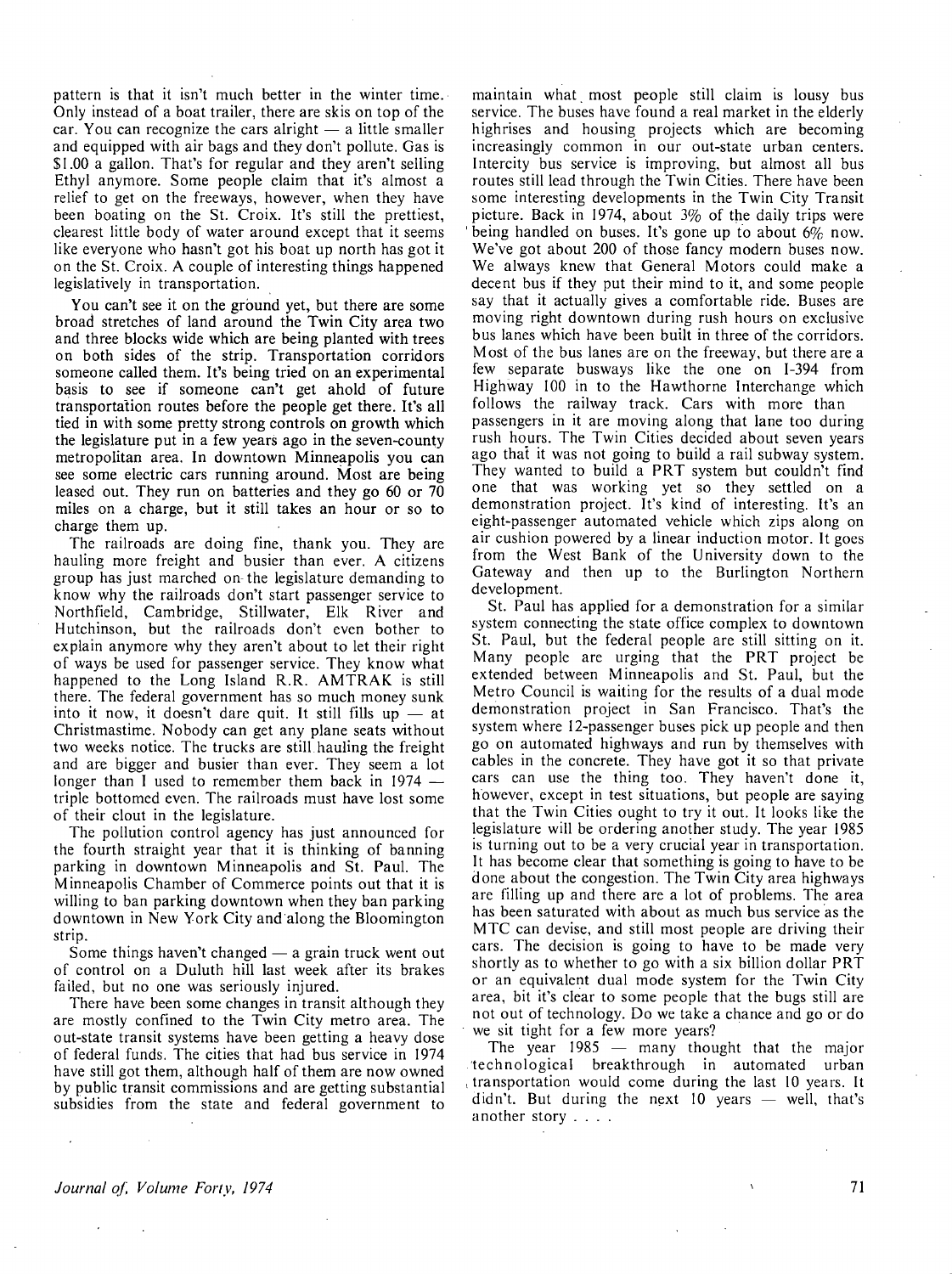pattern is that it isn't much better in the winter time. Only instead of a boat trailer, there are skis on top of the car. You can recognize the cars alright — a little smaller and equipped with air bags and they don't pollute. Gas is $1.00 a gallon. That's for regular and they aren't selling Ethyl anymore. Some people claim that it's almost a relief to get on the freeways, however, when they have been boating on the St. Croix. It's still the prettiest, clearest little body of water around except that it seems like everyone who hasn't got his boat up north has got it on the St. Croix. A couple of interesting things happened legislatively in transportation.

You can't see it on the ground yet, but there are some broad stretches of land around the Twin City area two and three blocks wide which are being planted with trees on both sides of the strip. Transportation corridors someone called them. It's being tried on an experimental basis to see if someone can't get ahold of future transportation routes before the people get there. It's all tied in with some pretty strong controls on growth which the legislature put in a few years ago in the seven-county metropolitan area. In downtown Minneapolis you can see some electric cars running around. Most are being leased out. They run on batteries and they go 60 or 70 miles on a charge, but it still takes an hour or so to charge them up.

The railroads are doing fine, thank you. They are hauling more freight and busier than ever. A citizens group has just marched on the legislature demanding to know why the railroads don't start passenger service to Northfield, Cambridge, Stillwater, Elk River and Hutchinson, but the railroads don't even bother to explain anymore why they aren't about to let their right of ways be used for passenger service. They know what happened to the Long Island R.R. AMTRAK is still there. The federal government has so much money sunk into it now, it doesn't dare quit. It still fills up — at Christmastime. Nobody can get any plane seats without two weeks notice. The trucks are still hauling the freight and are bigger and busier than ever. They seem a lot longer than I used to remember them back in 1974 — triple bottomed even. The railroads must have lost some of their clout in the legislature.

The pollution control agency has just announced for the fourth straight year that it is thinking of banning parking in downtown Minneapolis and St. Paul. The Minneapolis Chamber of Commerce points out that it is willing to ban parking downtown when they ban parking downtown in New York City and along the Bloomington strip.

Some things haven't changed — a grain truck went out of control on a Duluth hill last week after its brakes failed, but no one was seriously injured.

There have been some changes in transit although they are mostly confined to the Twin City metro area. The out-state transit systems have been getting a heavy dose of federal funds. The cities that had bus service in 1974 have still got them, although half of them are now owned by public transit commissions and are getting substantial subsidies from the state and federal government to maintain what most people still claim is lousy bus service. The buses have found a real market in the elderly highrises and housing projects which are becoming increasingly common in our out-state urban centers. Intercity bus service is improving, but almost all bus routes still lead through the Twin Cities. There have been some interesting developments in the Twin City Transit picture. Back in 1974, about 3% of the daily trips were being handled on buses. It's gone up to about 6% now. We've got about 200 of those fancy modern buses now. We always knew that General Motors could make a decent bus if they put their mind to it, and some people say that it actually gives a comfortable ride. Buses are moving right downtown during rush hours on exclusive bus lanes which have been built in three of the corridors. Most of the bus lanes are on the freeway, but there are a few separate busways like the one on I-394 from Highway 100 in to the Hawthorne Interchange which follows the railway track. Cars with more than passengers in it are moving along that lane too during rush hours. The Twin Cities decided about seven years ago that it was not going to build a rail subway system. They wanted to build a PRT system but couldn't find one that was working yet so they settled on a demonstration project. It's kind of interesting. It's an eight-passenger automated vehicle which zips along on air cushion powered by a linear induction motor. It goes from the West Bank of the University down to the Gateway and then up to the Burlington Northern development.

St. Paul has applied for a demonstration for a similar system connecting the state office complex to downtown St. Paul, but the federal people are still sitting on it. Many people are urging that the PRT project be extended between Minneapolis and St. Paul, but the Metro Council is waiting for the results of a dual mode demonstration project in San Francisco. That's the system where 12-passenger buses pick up people and then go on automated highways and run by themselves with cables in the concrete. They have got it so that private cars can use the thing too. They haven't done it, however, except in test situations, but people are saying that the Twin Cities ought to try it out. It looks like the legislature will be ordering another study. The year 1985 is turning out to be a very crucial year in transportation. It has become clear that something is going to have to be done about the congestion. The Twin City area highways are filling up and there are a lot of problems. The area has been saturated with about as much bus service as the MTC can devise, and still most people are driving their cars. The decision is going to have to be made very shortly as to whether to go with a six billion dollar PRT or an equivalent dual mode system for the Twin City area, bit it's clear to some people that the bugs still are not out of technology. Do we take a chance and go or do we sit tight for a few more years?

The year 1985 — many thought that the major technological breakthrough in automated urban transportation would come during the last 10 years. It didn't. But during the next 10 years — well, that's another story . . . .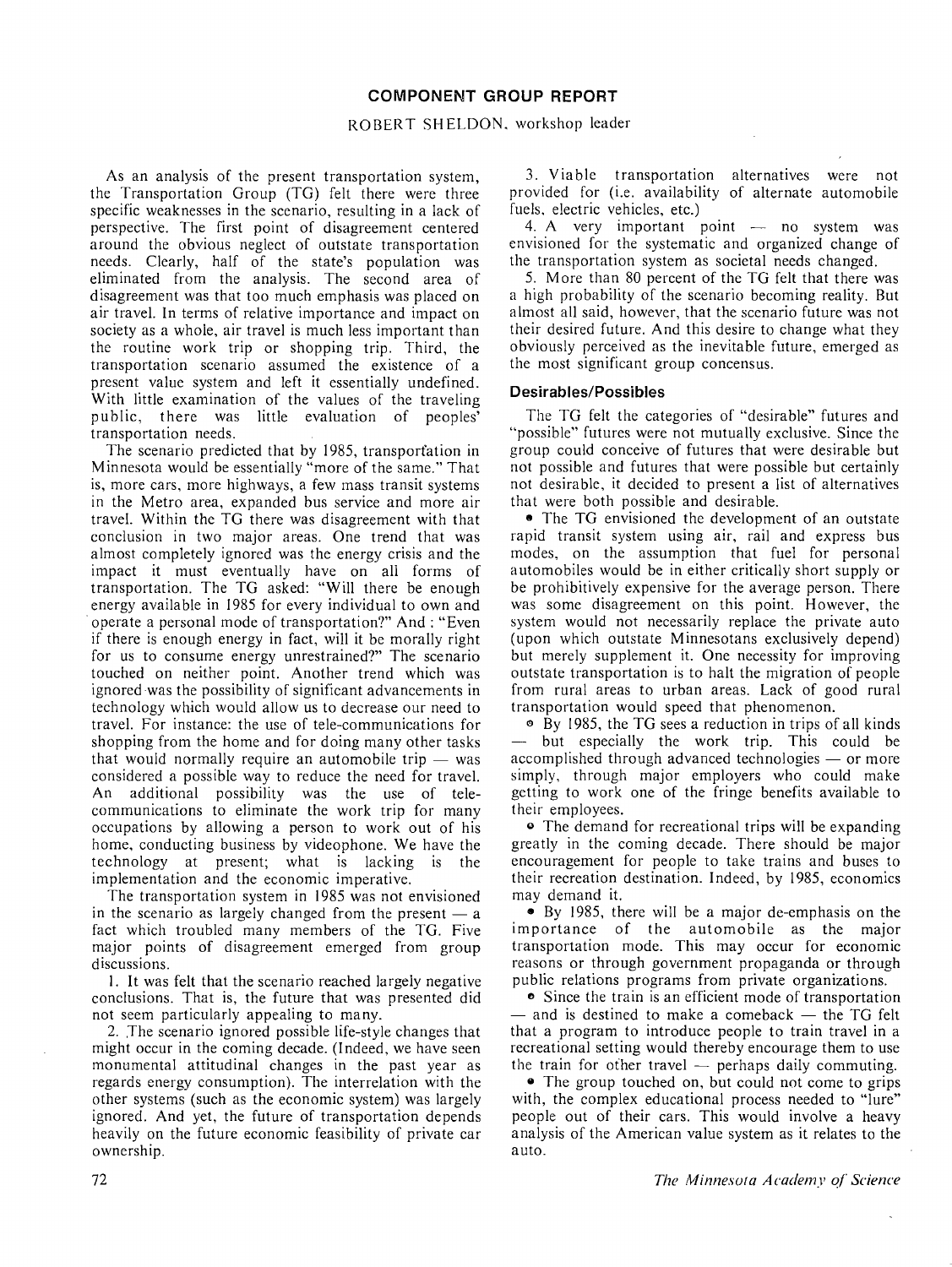## COMPONENT GROUP REPORT

ROBERT SHELDON, workshop leader

As an analysis of the present transportation system, the Transportation Group (TG) felt there were three specific weaknesses in the scenario, resulting in a lack of perspective. The first point of disagreement centered around the obvious neglect of outstate transportation needs. Clearly, half of the state's population was eliminated from the analysis. The second area of disagreement was that too much emphasis was placed on air travel. In terms of relative importance and impact on society as a whole, air travel is much less important than the routine work trip or shopping trip. Third, the transportation scenario assumed the existence of a present value system and left it essentially undefined. With little examination of the values of the traveling public, there was little evaluation of peoples' transportation needs.

The scenario predicted that by 1985, transportation in Minnesota would be essentially "more of the same." That is, more cars, more highways, a few mass transit systems in the Metro area, expanded bus service and more air travel. Within the TG there was disagreement with that conclusion in two major areas. One trend that was almost completely ignored was the energy crisis and the impact it must eventually have on all forms of transportation. The TG asked: "Will there be enough energy available in 1985 for every individual to own and operate a personal mode of transportation?" And : "Even if there is enough energy in fact, will it be morally right for us to consume energy unrestrained?" The scenario touched on neither point. Another trend which was ignored was the possibility of significant advancements in technology which would allow us to decrease our need to travel. For instance: the use of tele-communications for shopping from the home and for doing many other tasks that would normally require an automobile trip — was considered a possible way to reduce the need for travel. An additional possibility was the use of tele-communications to eliminate the work trip for many occupations by allowing a person to work out of his home, conducting business by videophone. We have the technology at present; what is lacking is the implementation and the economic imperative.

The transportation system in 1985 was not envisioned in the scenario as largely changed from the present — a fact which troubled many members of the TG. Five major points of disagreement emerged from group discussions.

1. It was felt that the scenario reached largely negative conclusions. That is, the future that was presented did not seem particularly appealing to many.

2. The scenario ignored possible life-style changes that might occur in the coming decade. (Indeed, we have seen monumental attitudinal changes in the past year as regards energy consumption). The interrelation with the other systems (such as the economic system) was largely ignored. And yet, the future of transportation depends heavily on the future economic feasibility of private car ownership.

3. Viable transportation alternatives were not provided for (i.e. availability of alternate automobile fuels, electric vehicles, etc.)

4. A very important point — no system was envisioned for the systematic and organized change of the transportation system as societal needs changed.

5. More than 80 percent of the TG felt that there was a high probability of the scenario becoming reality. But almost all said, however, that the scenario future was not their desired future. And this desire to change what they obviously perceived as the inevitable future, emerged as the most significant group concensus.

### Desirables/Possibles

The TG felt the categories of "desirable" futures and "possible" futures were not mutually exclusive. Since the group could conceive of futures that were desirable but not possible and futures that were possible but certainly not desirable, it decided to present a list of alternatives that were both possible and desirable.

- The TG envisioned the development of an outstate rapid transit system using air, rail and express bus modes, on the assumption that fuel for personal automobiles would be in either critically short supply or be prohibitively expensive for the average person. There was some disagreement on this point. However, the system would not necessarily replace the private auto (upon which outstate Minnesotans exclusively depend) but merely supplement it. One necessity for improving outstate transportation is to halt the migration of people from rural areas to urban areas. Lack of good rural transportation would speed that phenomenon.
- By 1985, the TG sees a reduction in trips of all kinds — but especially the work trip. This could be accomplished through advanced technologies — or more simply, through major employers who could make getting to work one of the fringe benefits available to their employees.
- The demand for recreational trips will be expanding greatly in the coming decade. There should be major encouragement for people to take trains and buses to their recreation destination. Indeed, by 1985, economics may demand it.
- By 1985, there will be a major de-emphasis on the importance of the automobile as the major transportation mode. This may occur for economic reasons or through government propaganda or through public relations programs from private organizations.
- Since the train is an efficient mode of transportation — and is destined to make a comeback — the TG felt that a program to introduce people to train travel in a recreational setting would thereby encourage them to use the train for other travel — perhaps daily commuting.
- The group touched on, but could not come to grips with, the complex educational process needed to "lure" people out of their cars. This would involve a heavy analysis of the American value system as it relates to the auto.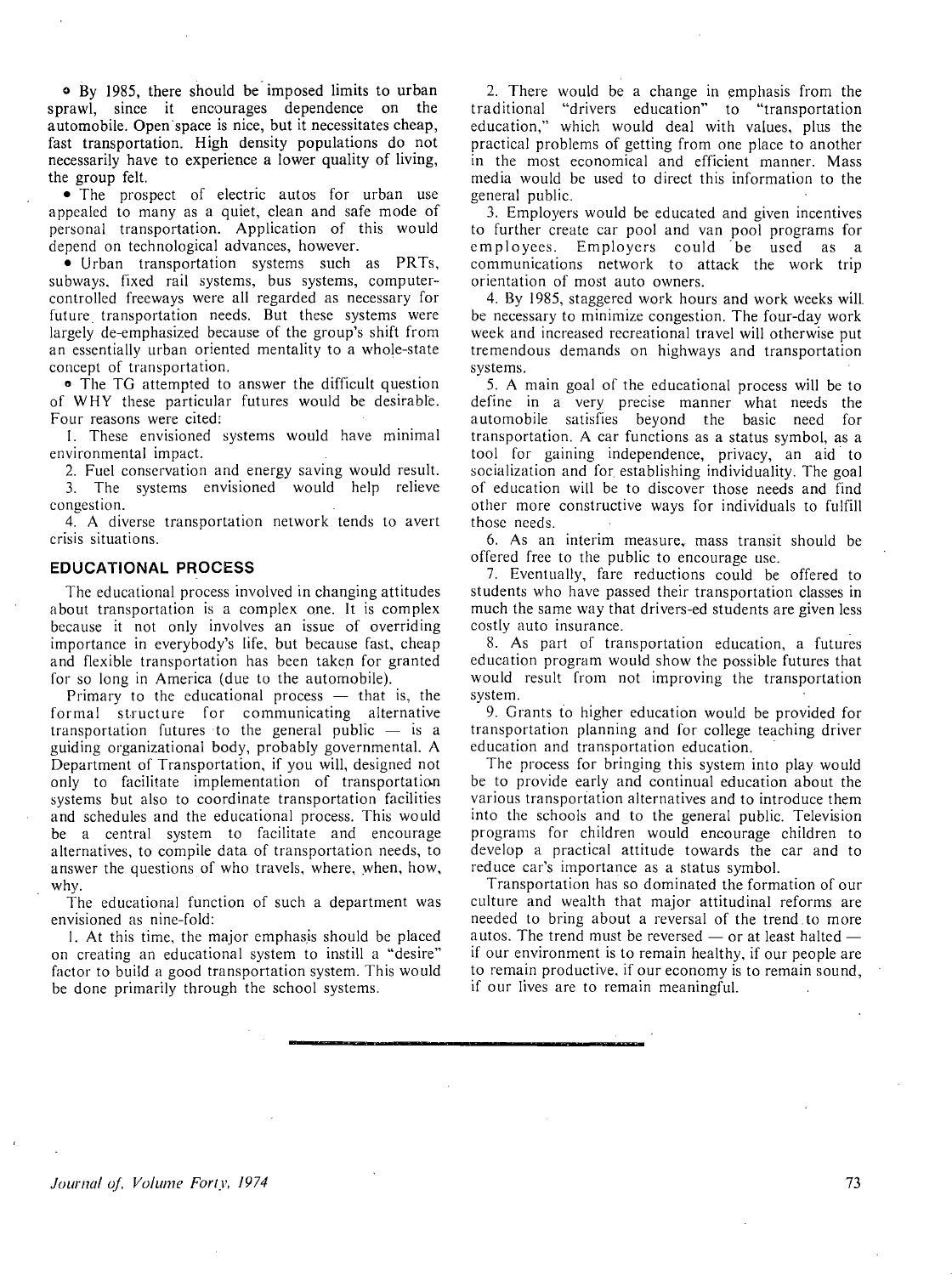- By 1985, there should be imposed limits to urban sprawl, since it encourages dependence on the automobile. Open space is nice, but it necessitates cheap, fast transportation. High density populations do not necessarily have to experience a lower quality of living, the group felt.
- The prospect of electric autos for urban use appealed to many as a quiet, clean and safe mode of personal transportation. Application of this would depend on technological advances, however.
- Urban transportation systems such as PRTs, subways, fixed rail systems, bus systems, computer-controlled freeways were all regarded as necessary for future transportation needs. But these systems were largely de-emphasized because of the group's shift from an essentially urban oriented mentality to a whole-state concept of transportation.
- The TG attempted to answer the difficult question of WHY these particular futures would be desirable. Four reasons were cited:

1. These envisioned systems would have minimal environmental impact.
2. Fuel conservation and energy saving would result.
3. The systems envisioned would help relieve congestion.
4. A diverse transportation network tends to avert crisis situations.

## EDUCATIONAL PROCESS

The educational process involved in changing attitudes about transportation is a complex one. It is complex because it not only involves an issue of overriding importance in everybody's life, but because fast, cheap and flexible transportation has been taken for granted for so long in America (due to the automobile).

Primary to the educational process — that is, the formal structure for communicating alternative transportation futures to the general public — is a guiding organizational body, probably governmental. A Department of Transportation, if you will, designed not only to facilitate implementation of transportation systems but also to coordinate transportation facilities and schedules and the educational process. This would be a central system to facilitate and encourage alternatives, to compile data of transportation needs, to answer the questions of who travels, where, when, how, why.

The educational function of such a department was envisioned as nine-fold:

1. At this time, the major emphasis should be placed on creating an educational system to instill a "desire" factor to build a good transportation system. This would be done primarily through the school systems.
2. There would be a change in emphasis from the traditional "drivers education" to "transportation education," which would deal with values, plus the practical problems of getting from one place to another in the most economical and efficient manner. Mass media would be used to direct this information to the general public.
3. Employers would be educated and given incentives to further create car pool and van pool programs for employees. Employers could be used as a communications network to attack the work trip orientation of most auto owners.
4. By 1985, staggered work hours and work weeks will be necessary to minimize congestion. The four-day work week and increased recreational travel will otherwise put tremendous demands on highways and transportation systems.
5. A main goal of the educational process will be to define in a very precise manner what needs the automobile satisfies beyond the basic need for transportation. A car functions as a status symbol, as a tool for gaining independence, privacy, an aid to socialization and for establishing individuality. The goal of education will be to discover those needs and find other more constructive ways for individuals to fulfill those needs.
6. As an interim measure, mass transit should be offered free to the public to encourage use.
7. Eventually, fare reductions could be offered to students who have passed their transportation classes in much the same way that drivers-ed students are given less costly auto insurance.
8. As part of transportation education, a futures education program would show the possible futures that would result from not improving the transportation system.
9. Grants to higher education would be provided for transportation planning and for college teaching driver education and transportation education.

The process for bringing this system into play would be to provide early and continual education about the various transportation alternatives and to introduce them into the schools and to the general public. Television programs for children would encourage children to develop a practical attitude towards the car and to reduce car's importance as a status symbol.

Transportation has so dominated the formation of our culture and wealth that major attitudinal reforms are needed to bring about a reversal of the trend to more autos. The trend must be reversed — or at least halted — if our environment is to remain healthy, if our people are to remain productive, if our economy is to remain sound, if our lives are to remain meaningful.